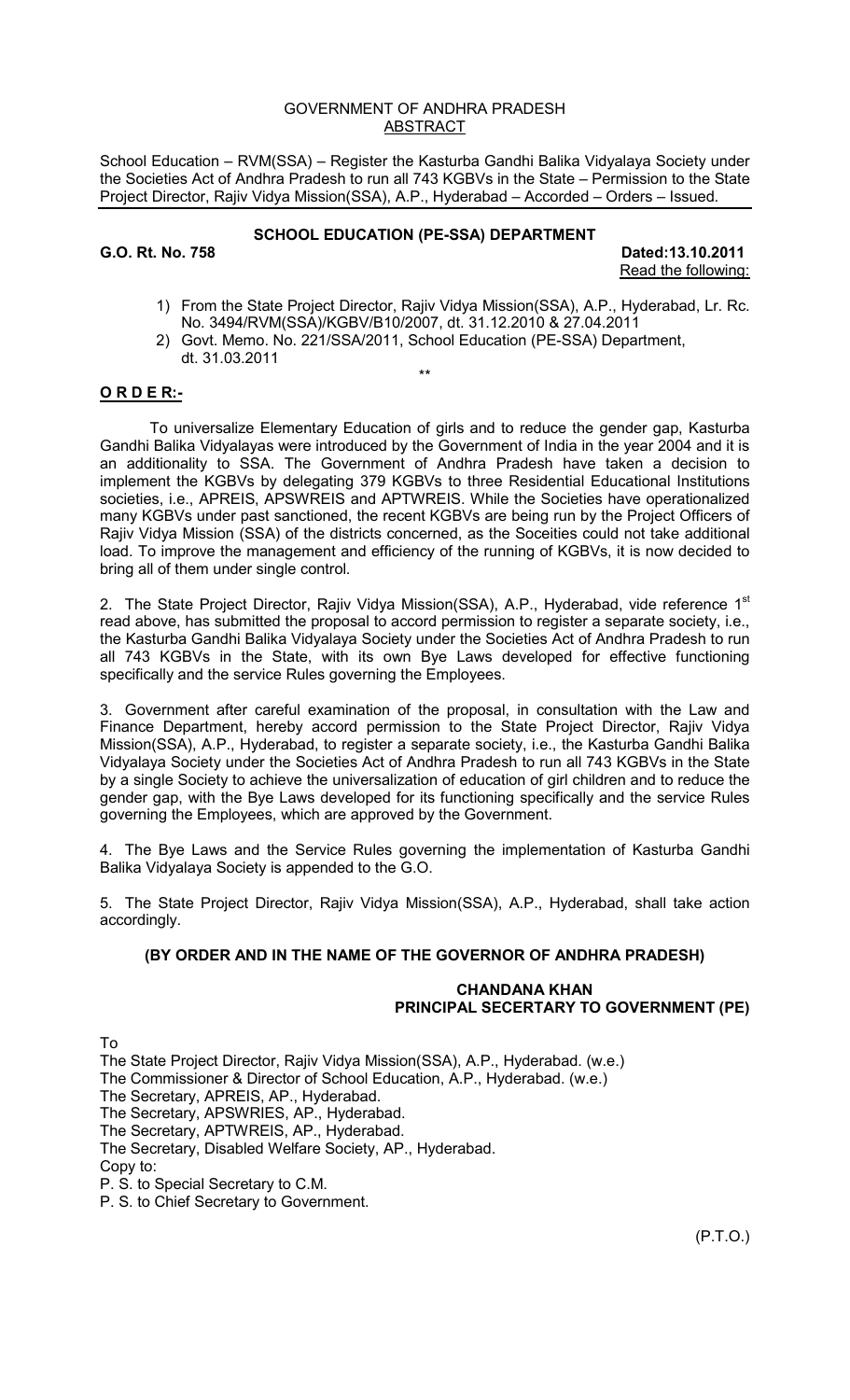GOVERNMENT OF ANDHRA PRADESH
ABSTRACT

School Education – RVM(SSA) – Register the Kasturba Gandhi Balika Vidyalaya Society under the Societies Act of Andhra Pradesh to run all 743 KGBVs in the State – Permission to the State Project Director, Rajiv Vidya Mission(SSA), A.P., Hyderabad – Accorded – Orders – Issued.

## SCHOOL EDUCATION (PE-SSA) DEPARTMENT

**G.O. Rt. No. 758** **Dated:13.10.2011**

Read the following:

1) From the State Project Director, Rajiv Vidya Mission(SSA), A.P., Hyderabad, Lr. Rc. No. 3494/RVM(SSA)/KGBV/B10/2007, dt. 31.12.2010 & 27.04.2011
2) Govt. Memo. No. 221/SSA/2011, School Education (PE-SSA) Department, dt. 31.03.2011

**

**O R D E R:-**

To universalize Elementary Education of girls and to reduce the gender gap, Kasturba Gandhi Balika Vidyalayas were introduced by the Government of India in the year 2004 and it is an additionality to SSA. The Government of Andhra Pradesh have taken a decision to implement the KGBVs by delegating 379 KGBVs to three Residential Educational Institutions societies, i.e., APREIS, APSWREIS and APTWREIS. While the Societies have operationalized many KGBVs under past sanctioned, the recent KGBVs are being run by the Project Officers of Rajiv Vidya Mission (SSA) of the districts concerned, as the Soceities could not take additional load. To improve the management and efficiency of the running of KGBVs, it is now decided to bring all of them under single control.

2. The State Project Director, Rajiv Vidya Mission(SSA), A.P., Hyderabad, vide reference 1st read above, has submitted the proposal to accord permission to register a separate society, i.e., the Kasturba Gandhi Balika Vidyalaya Society under the Societies Act of Andhra Pradesh to run all 743 KGBVs in the State, with its own Bye Laws developed for effective functioning specifically and the service Rules governing the Employees.

3. Government after careful examination of the proposal, in consultation with the Law and Finance Department, hereby accord permission to the State Project Director, Rajiv Vidya Mission(SSA), A.P., Hyderabad, to register a separate society, i.e., the Kasturba Gandhi Balika Vidyalaya Society under the Societies Act of Andhra Pradesh to run all 743 KGBVs in the State by a single Society to achieve the universalization of education of girl children and to reduce the gender gap, with the Bye Laws developed for its functioning specifically and the service Rules governing the Employees, which are approved by the Government.

4. The Bye Laws and the Service Rules governing the implementation of Kasturba Gandhi Balika Vidyalaya Society is appended to the G.O.

5. The State Project Director, Rajiv Vidya Mission(SSA), A.P., Hyderabad, shall take action accordingly.

**(BY ORDER AND IN THE NAME OF THE GOVERNOR OF ANDHRA PRADESH)**

**CHANDANA KHAN**
**PRINCIPAL SECRETARY TO GOVERNMENT (PE)**

To
The State Project Director, Rajiv Vidya Mission(SSA), A.P., Hyderabad. (w.e.)
The Commissioner & Director of School Education, A.P., Hyderabad. (w.e.)
The Secretary, APREIS, AP., Hyderabad.
The Secretary, APSWRIES, AP., Hyderabad.
The Secretary, APTWREIS, AP., Hyderabad.
The Secretary, Disabled Welfare Society, AP., Hyderabad.
Copy to:
P. S. to Special Secretary to C.M.
P. S. to Chief Secretary to Government.

(P.T.O.)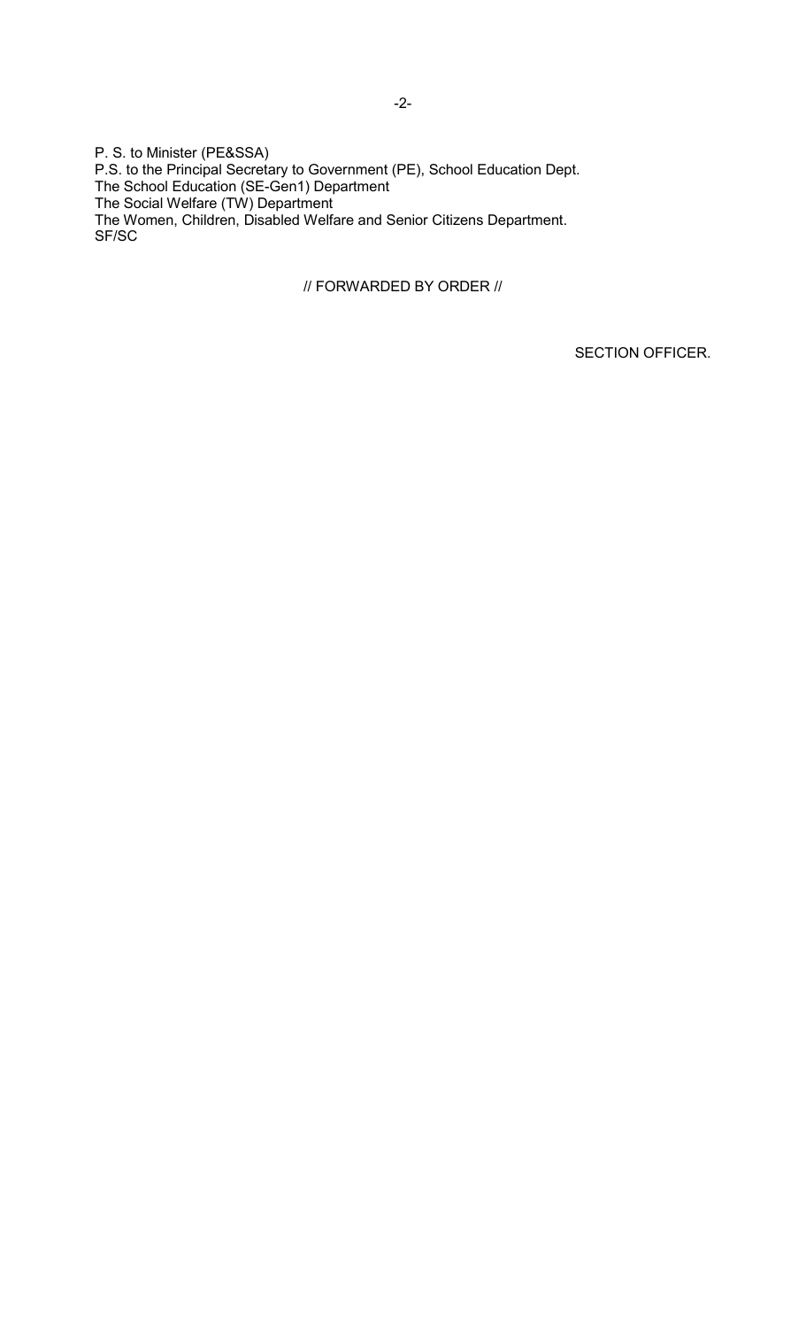P. S. to Minister (PE&SSA)
P.S. to the Principal Secretary to Government (PE), School Education Dept.
The School Education (SE-Gen1) Department
The Social Welfare (TW) Department
The Women, Children, Disabled Welfare and Senior Citizens Department.
SF/SC

// FORWARDED BY ORDER //

SECTION OFFICER.